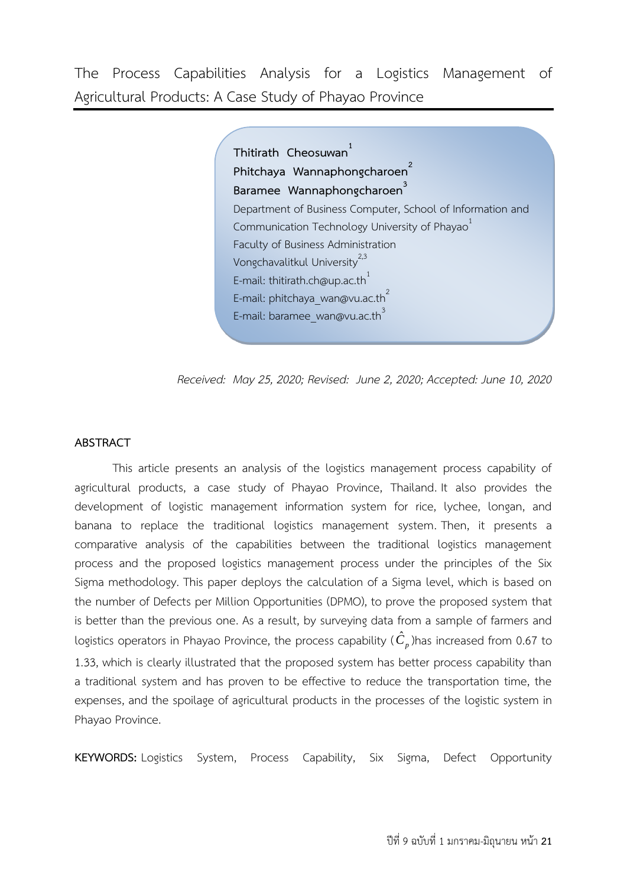# The Process Capabilities Analysis for a Logistics Management of Agricultural Products: A Case Study of Phayao Province

**Thitirath Cheosuwan**[1]
**Phitchaya Wannaphongcharoen**[2]
**Baramee Wannaphongcharoen**[3]

Department of Business Computer, School of Information and Communication Technology University of Phayao[1]
Faculty of Business Administration
Vongchavalitkul University[2,3]
E-mail: thitirath.ch@up.ac.th[1]
E-mail: phitchaya_wan@vu.ac.th[2]
E-mail: baramee_wan@vu.ac.th[3]

*Received: May 25, 2020; Revised: June 2, 2020; Accepted: June 10, 2020*

## ABSTRACT

This article presents an analysis of the logistics management process capability of agricultural products, a case study of Phayao Province, Thailand. It also provides the development of logistic management information system for rice, lychee, longan, and banana to replace the traditional logistics management system. Then, it presents a comparative analysis of the capabilities between the traditional logistics management process and the proposed logistics management process under the principles of the Six Sigma methodology. This paper deploys the calculation of a Sigma level, which is based on the number of Defects per Million Opportunities (DPMO), to prove the proposed system that is better than the previous one. As a result, by surveying data from a sample of farmers and logistics operators in Phayao Province, the process capability ($\hat{C}_p$)has increased from 0.67 to 1.33, which is clearly illustrated that the proposed system has better process capability than a traditional system and has proven to be effective to reduce the transportation time, the expenses, and the spoilage of agricultural products in the processes of the logistic system in Phayao Province.

**KEYWORDS:** Logistics System, Process Capability, Six Sigma, Defect Opportunity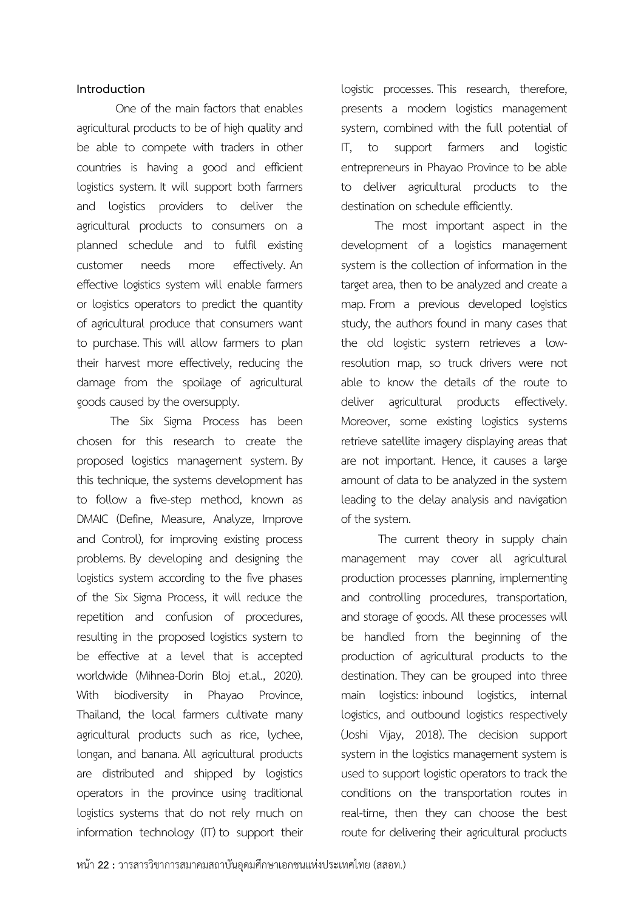## Introduction

One of the main factors that enables agricultural products to be of high quality and be able to compete with traders in other countries is having a good and efficient logistics system. It will support both farmers and logistics providers to deliver the agricultural products to consumers on a planned schedule and to fulfil existing customer needs more effectively. An effective logistics system will enable farmers or logistics operators to predict the quantity of agricultural produce that consumers want to purchase. This will allow farmers to plan their harvest more effectively, reducing the damage from the spoilage of agricultural goods caused by the oversupply.

The Six Sigma Process has been chosen for this research to create the proposed logistics management system. By this technique, the systems development has to follow a five-step method, known as DMAIC (Define, Measure, Analyze, Improve and Control), for improving existing process problems. By developing and designing the logistics system according to the five phases of the Six Sigma Process, it will reduce the repetition and confusion of procedures, resulting in the proposed logistics system to be effective at a level that is accepted worldwide (Mihnea-Dorin Bloj et.al., 2020). With biodiversity in Phayao Province, Thailand, the local farmers cultivate many agricultural products such as rice, lychee, longan, and banana. All agricultural products are distributed and shipped by logistics operators in the province using traditional logistics systems that do not rely much on information technology (IT) to support their logistic processes. This research, therefore, presents a modern logistics management system, combined with the full potential of IT, to support farmers and logistic entrepreneurs in Phayao Province to be able to deliver agricultural products to the destination on schedule efficiently.

The most important aspect in the development of a logistics management system is the collection of information in the target area, then to be analyzed and create a map. From a previous developed logistics study, the authors found in many cases that the old logistic system retrieves a low-resolution map, so truck drivers were not able to know the details of the route to deliver agricultural products effectively. Moreover, some existing logistics systems retrieve satellite imagery displaying areas that are not important. Hence, it causes a large amount of data to be analyzed in the system leading to the delay analysis and navigation of the system.

The current theory in supply chain management may cover all agricultural production processes planning, implementing and controlling procedures, transportation, and storage of goods. All these processes will be handled from the beginning of the production of agricultural products to the destination. They can be grouped into three main logistics: inbound logistics, internal logistics, and outbound logistics respectively (Joshi Vijay, 2018). The decision support system in the logistics management system is used to support logistic operators to track the conditions on the transportation routes in real-time, then they can choose the best route for delivering their agricultural products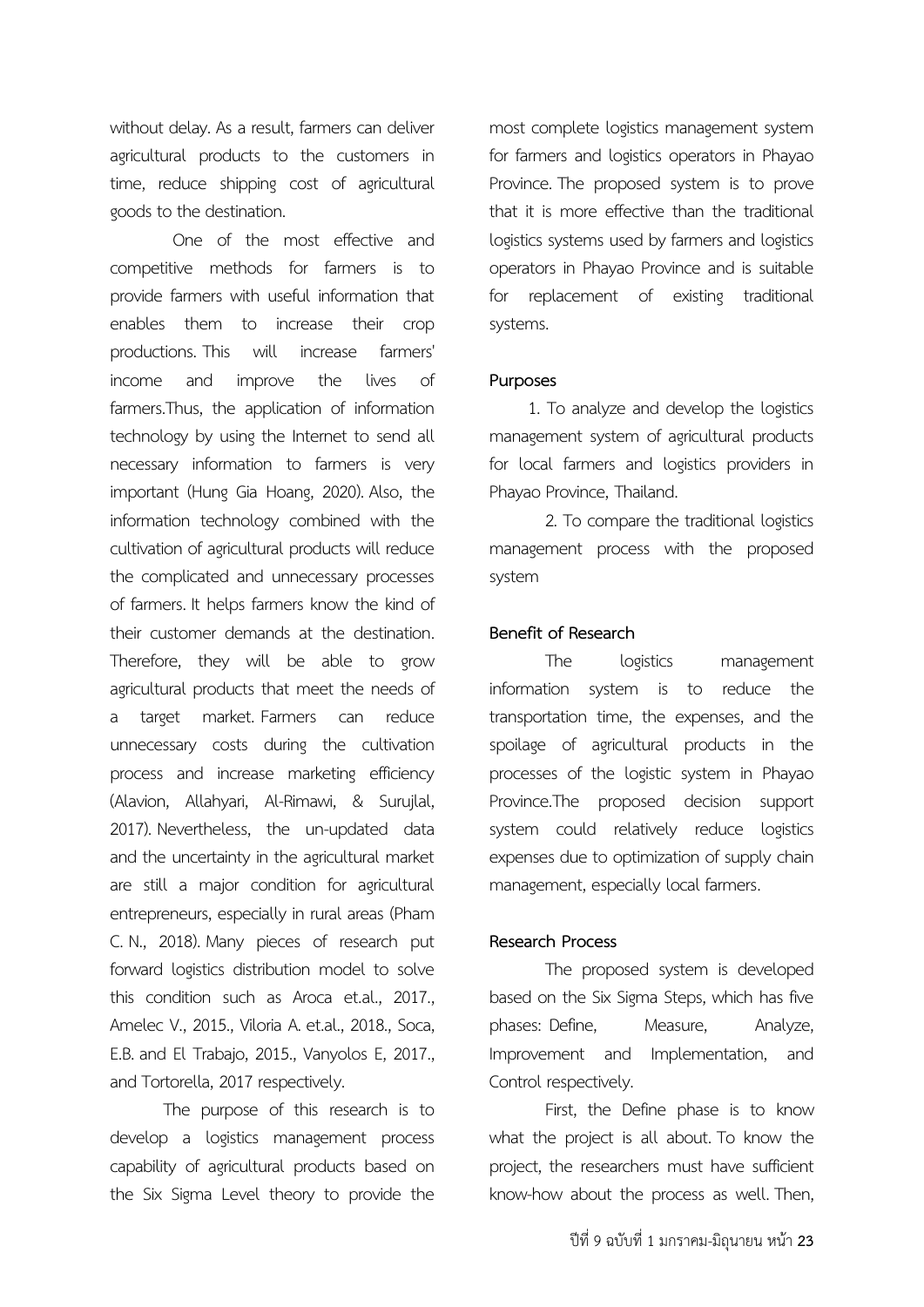without delay. As a result, farmers can deliver agricultural products to the customers in time, reduce shipping cost of agricultural goods to the destination.

One of the most effective and competitive methods for farmers is to provide farmers with useful information that enables them to increase their crop productions. This will increase farmers' income and improve the lives of farmers.Thus, the application of information technology by using the Internet to send all necessary information to farmers is very important (Hung Gia Hoang, 2020). Also, the information technology combined with the cultivation of agricultural products will reduce the complicated and unnecessary processes of farmers. It helps farmers know the kind of their customer demands at the destination. Therefore, they will be able to grow agricultural products that meet the needs of a target market. Farmers can reduce unnecessary costs during the cultivation process and increase marketing efficiency (Alavion, Allahyari, Al-Rimawi, & Surujlal, 2017). Nevertheless, the un-updated data and the uncertainty in the agricultural market are still a major condition for agricultural entrepreneurs, especially in rural areas (Pham C. N., 2018). Many pieces of research put forward logistics distribution model to solve this condition such as Aroca et.al., 2017., Amelec V., 2015., Viloria A. et.al., 2018., Soca, E.B. and El Trabajo, 2015., Vanyolos E, 2017., and Tortorella, 2017 respectively.

The purpose of this research is to develop a logistics management process capability of agricultural products based on the Six Sigma Level theory to provide the most complete logistics management system for farmers and logistics operators in Phayao Province. The proposed system is to prove that it is more effective than the traditional logistics systems used by farmers and logistics operators in Phayao Province and is suitable for replacement of existing traditional systems.

**Purposes**

1. To analyze and develop the logistics management system of agricultural products for local farmers and logistics providers in Phayao Province, Thailand.

2. To compare the traditional logistics management process with the proposed system

**Benefit of Research**

The logistics management information system is to reduce the transportation time, the expenses, and the spoilage of agricultural products in the processes of the logistic system in Phayao Province.The proposed decision support system could relatively reduce logistics expenses due to optimization of supply chain management, especially local farmers.

**Research Process**

The proposed system is developed based on the Six Sigma Steps, which has five phases: Define, Measure, Analyze, Improvement and Implementation, and Control respectively.

First, the Define phase is to know what the project is all about. To know the project, the researchers must have sufficient know-how about the process as well. Then,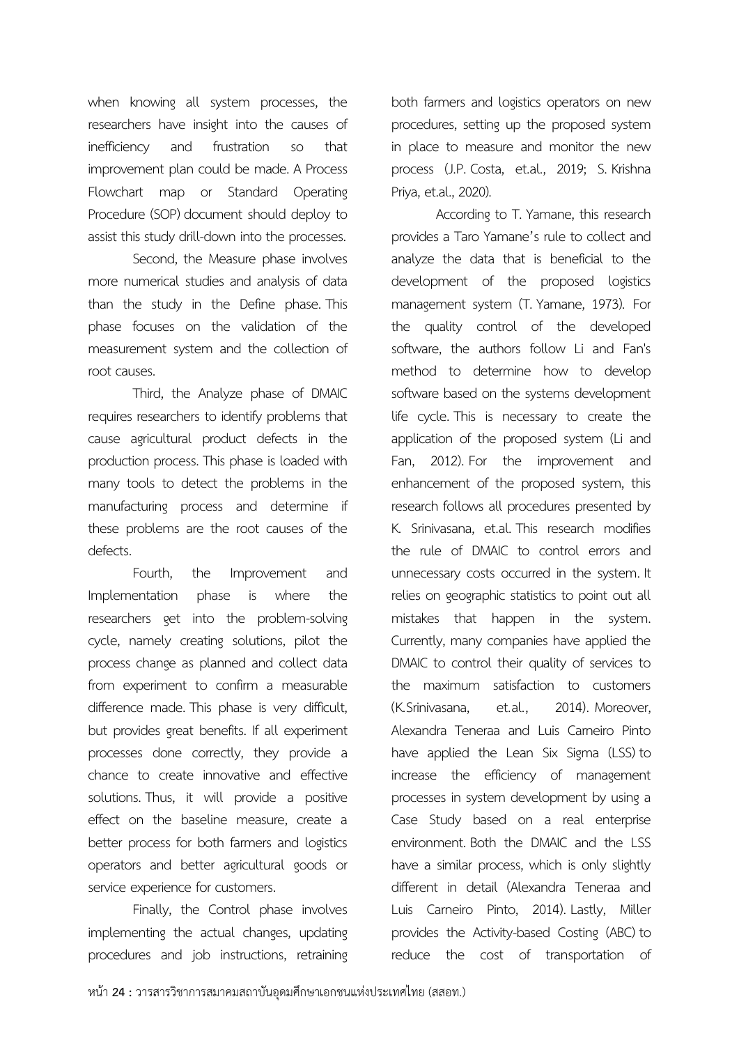when knowing all system processes, the researchers have insight into the causes of inefficiency and frustration so that improvement plan could be made. A Process Flowchart map or Standard Operating Procedure (SOP) document should deploy to assist this study drill-down into the processes.

Second, the Measure phase involves more numerical studies and analysis of data than the study in the Define phase. This phase focuses on the validation of the measurement system and the collection of root causes.

Third, the Analyze phase of DMAIC requires researchers to identify problems that cause agricultural product defects in the production process. This phase is loaded with many tools to detect the problems in the manufacturing process and determine if these problems are the root causes of the defects.

Fourth, the Improvement and Implementation phase is where the researchers get into the problem-solving cycle, namely creating solutions, pilot the process change as planned and collect data from experiment to confirm a measurable difference made. This phase is very difficult, but provides great benefits. If all experiment processes done correctly, they provide a chance to create innovative and effective solutions. Thus, it will provide a positive effect on the baseline measure, create a better process for both farmers and logistics operators and better agricultural goods or service experience for customers.

Finally, the Control phase involves implementing the actual changes, updating procedures and job instructions, retraining both farmers and logistics operators on new procedures, setting up the proposed system in place to measure and monitor the new process (J.P. Costa, et.al., 2019; S. Krishna Priya, et.al., 2020).

According to T. Yamane, this research provides a Taro Yamane's rule to collect and analyze the data that is beneficial to the development of the proposed logistics management system (T. Yamane, 1973). For the quality control of the developed software, the authors follow Li and Fan's method to determine how to develop software based on the systems development life cycle. This is necessary to create the application of the proposed system (Li and Fan, 2012). For the improvement and enhancement of the proposed system, this research follows all procedures presented by K. Srinivasana, et.al. This research modifies the rule of DMAIC to control errors and unnecessary costs occurred in the system. It relies on geographic statistics to point out all mistakes that happen in the system. Currently, many companies have applied the DMAIC to control their quality of services to the maximum satisfaction to customers (K.Srinivasana, et.al., 2014). Moreover, Alexandra Teneraa and Luis Carneiro Pinto have applied the Lean Six Sigma (LSS) to increase the efficiency of management processes in system development by using a Case Study based on a real enterprise environment. Both the DMAIC and the LSS have a similar process, which is only slightly different in detail (Alexandra Teneraa and Luis Carneiro Pinto, 2014). Lastly, Miller provides the Activity-based Costing (ABC) to reduce the cost of transportation of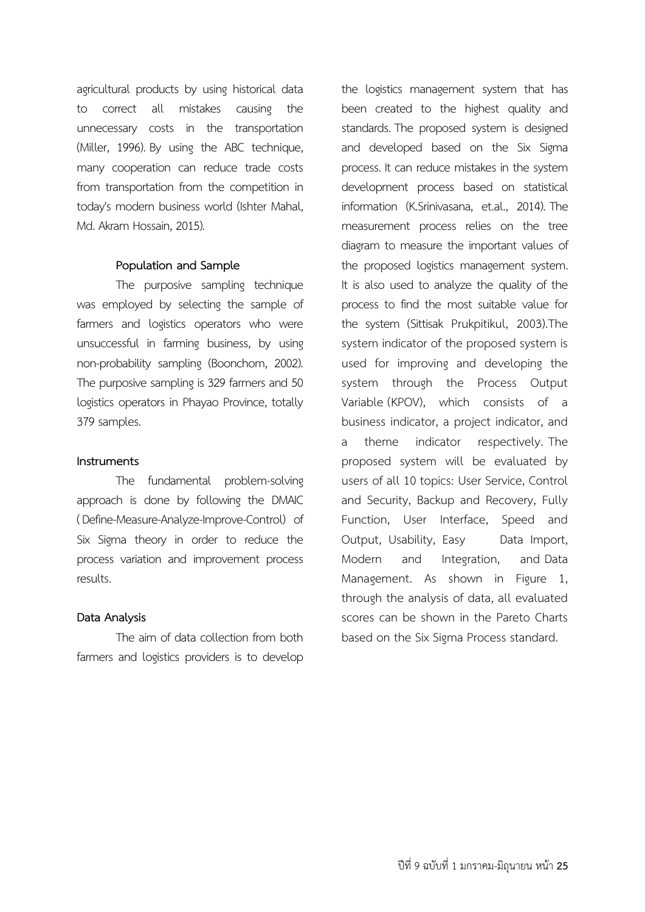agricultural products by using historical data to correct all mistakes causing the unnecessary costs in the transportation (Miller, 1996). By using the ABC technique, many cooperation can reduce trade costs from transportation from the competition in today's modern business world (Ishter Mahal, Md. Akram Hossain, 2015).

### Population and Sample

The purposive sampling technique was employed by selecting the sample of farmers and logistics operators who were unsuccessful in farming business, by using non-probability sampling (Boonchom, 2002). The purposive sampling is 329 farmers and 50 logistics operators in Phayao Province, totally 379 samples.

### Instruments

The fundamental problem-solving approach is done by following the DMAIC (Define-Measure-Analyze-Improve-Control) of Six Sigma theory in order to reduce the process variation and improvement process results.

### Data Analysis

The aim of data collection from both farmers and logistics providers is to develop the logistics management system that has been created to the highest quality and standards. The proposed system is designed and developed based on the Six Sigma process. It can reduce mistakes in the system development process based on statistical information (K.Srinivasana, et.al., 2014). The measurement process relies on the tree diagram to measure the important values of the proposed logistics management system. It is also used to analyze the quality of the process to find the most suitable value for the system (Sittisak Prukpitikul, 2003).The system indicator of the proposed system is used for improving and developing the system through the Process Output Variable (KPOV), which consists of a business indicator, a project indicator, and a theme indicator respectively. The proposed system will be evaluated by users of all 10 topics: User Service, Control and Security, Backup and Recovery, Fully Function, User Interface, Speed and Output, Usability, Easy Data Import, Modern and Integration, and Data Management. As shown in Figure 1, through the analysis of data, all evaluated scores can be shown in the Pareto Charts based on the Six Sigma Process standard.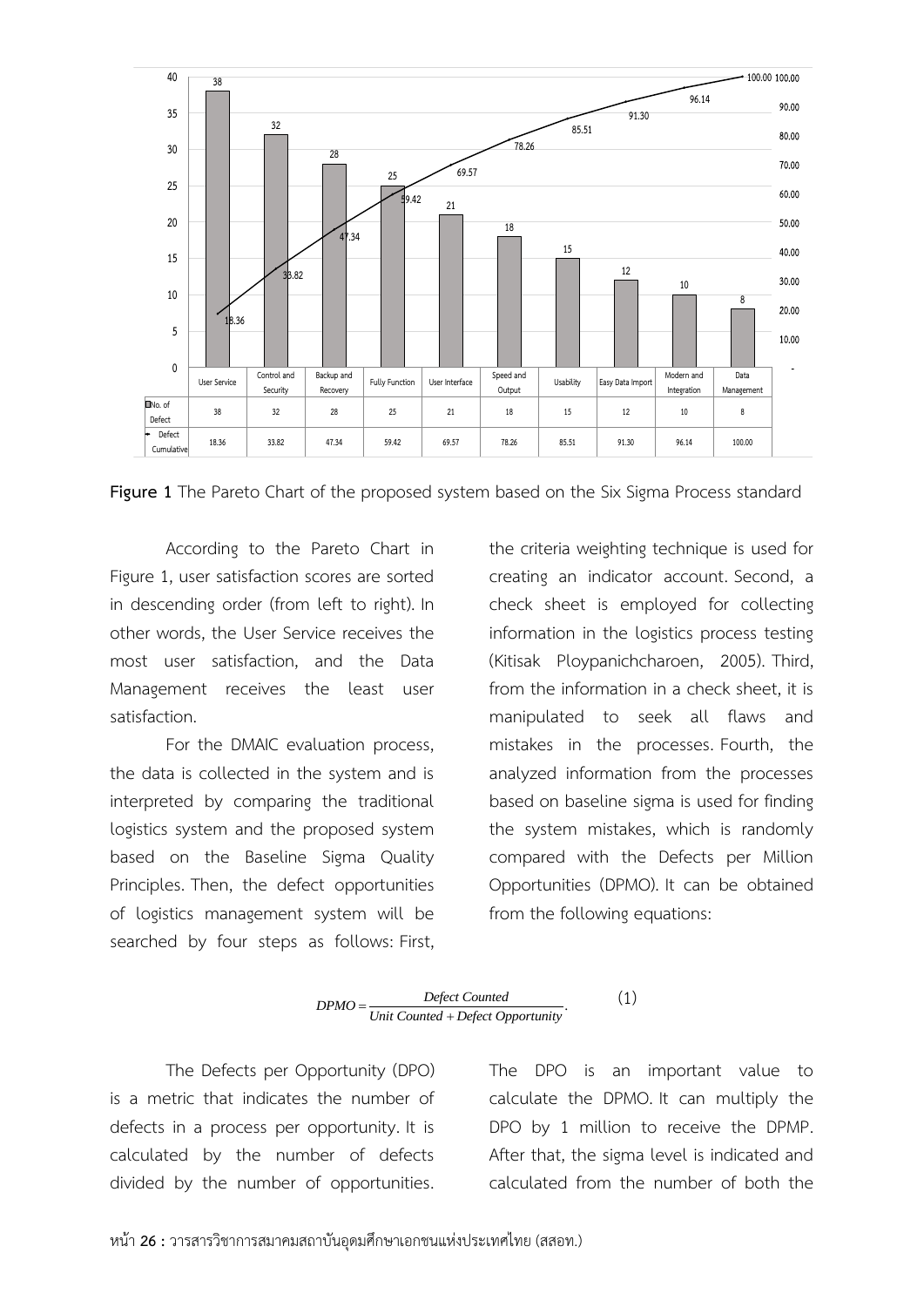| | User Service | Control and Security | Backup and Recovery | Fully Function | User Interface | Speed and Output | Usability | Easy Data Import | Modern and Integration | Data Management |
|---|---|---|---|---|---|---|---|---|---|---|
| No. of Defect | 38 | 32 | 28 | 25 | 21 | 18 | 15 | 12 | 10 | 8 |
| Defect Cumulative | 18.36 | 33.82 | 47.34 | 59.42 | 69.57 | 78.26 | 85.51 | 91.30 | 96.14 | 100.00 |

**Figure 1** The Pareto Chart of the proposed system based on the Six Sigma Process standard

According to the Pareto Chart in Figure 1, user satisfaction scores are sorted in descending order (from left to right). In other words, the User Service receives the most user satisfaction, and the Data Management receives the least user satisfaction.

For the DMAIC evaluation process, the data is collected in the system and is interpreted by comparing the traditional logistics system and the proposed system based on the Baseline Sigma Quality Principles. Then, the defect opportunities of logistics management system will be searched by four steps as follows: First, the criteria weighting technique is used for creating an indicator account. Second, a check sheet is employed for collecting information in the logistics process testing (Kitisak Ploypanichcharoen, 2005). Third, from the information in a check sheet, it is manipulated to seek all flaws and mistakes in the processes. Fourth, the analyzed information from the processes based on baseline sigma is used for finding the system mistakes, which is randomly compared with the Defects per Million Opportunities (DPMO). It can be obtained from the following equations:

$$DPMO = \frac{Defect\ Counted}{Unit\ Counted + Defect\ Opportunity}. \qquad (1)$$

The Defects per Opportunity (DPO) is a metric that indicates the number of defects in a process per opportunity. It is calculated by the number of defects divided by the number of opportunities. The DPO is an important value to calculate the DPMO. It can multiply the DPO by 1 million to receive the DPMP. After that, the sigma level is indicated and calculated from the number of both the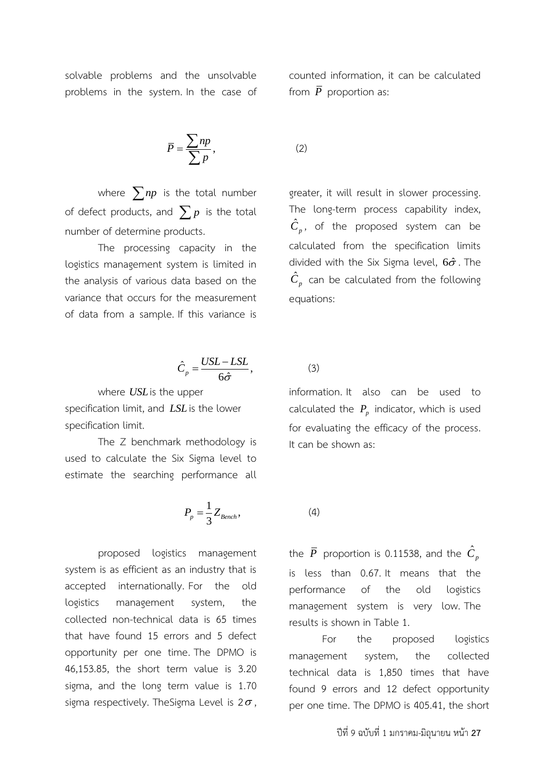solvable problems and the unsolvable problems in the system. In the case of counted information, it can be calculated from $\overline{P}$ proportion as:

$$\overline{P} = \frac{\sum np}{\sum p}, \quad (2)$$

where $\sum np$ is the total number of defect products, and $\sum p$ is the total number of determine products.

The processing capacity in the logistics management system is limited in the analysis of various data based on the variance that occurs for the measurement of data from a sample. If this variance is greater, it will result in slower processing. The long-term process capability index, $\hat{C}_p$, of the proposed system can be calculated from the specification limits divided with the Six Sigma level, $6\hat{\sigma}$. The $\hat{C}_p$ can be calculated from the following equations:

$$\hat{C}_p = \frac{USL - LSL}{6\hat{\sigma}}, \quad (3)$$

where $USL$ is the upper specification limit, and $LSL$ is the lower specification limit.

The Z benchmark methodology is used to calculate the Six Sigma level to estimate the searching performance all information. It also can be used to calculated the $P_p$ indicator, which is used for evaluating the efficacy of the process. It can be shown as:

$$P_p = \frac{1}{3} Z_{Bench}, \quad (4)$$

proposed logistics management system is as efficient as an industry that is accepted internationally. For the old logistics management system, the collected non-technical data is 65 times that have found 15 errors and 5 defect opportunity per one time. The DPMO is 46,153.85, the short term value is 3.20 sigma, and the long term value is 1.70 sigma respectively. TheSigma Level is $2\sigma$, the $\overline{P}$ proportion is 0.11538, and the $\hat{C}_p$ is less than 0.67. It means that the performance of the old logistics management system is very low. The results is shown in Table 1.

For the proposed logistics management system, the collected technical data is 1,850 times that have found 9 errors and 12 defect opportunity per one time. The DPMO is 405.41, the short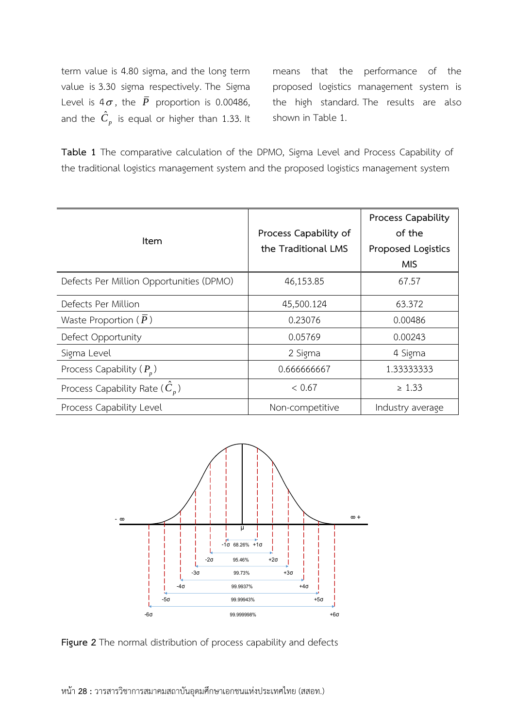term value is 4.80 sigma, and the long term value is 3.30 sigma respectively. The Sigma Level is $4\sigma$, the $\bar{P}$ proportion is 0.00486, and the $\hat{C}_p$ is equal or higher than 1.33. It means that the performance of the proposed logistics management system is the high standard. The results are also shown in Table 1.

**Table 1** The comparative calculation of the DPMO, Sigma Level and Process Capability of the traditional logistics management system and the proposed logistics management system

| Item | Process Capability of the Traditional LMS | Process Capability of the Proposed Logistics MIS |
|---|---|---|
| Defects Per Million Opportunities (DPMO) | 46,153.85 | 67.57 |
| Defects Per Million | 45,500.124 | 63.372 |
| Waste Proportion ($\bar{P}$) | 0.23076 | 0.00486 |
| Defect Opportunity | 0.05769 | 0.00243 |
| Sigma Level | 2 Sigma | 4 Sigma |
| Process Capability ($P_p$) | 0.666666667 | 1.33333333 |
| Process Capability Rate ($\hat{C}_p$) | < 0.67 | ≥ 1.33 |
| Process Capability Level | Non-competitive | Industry average |

**Figure 2** The normal distribution of process capability and defects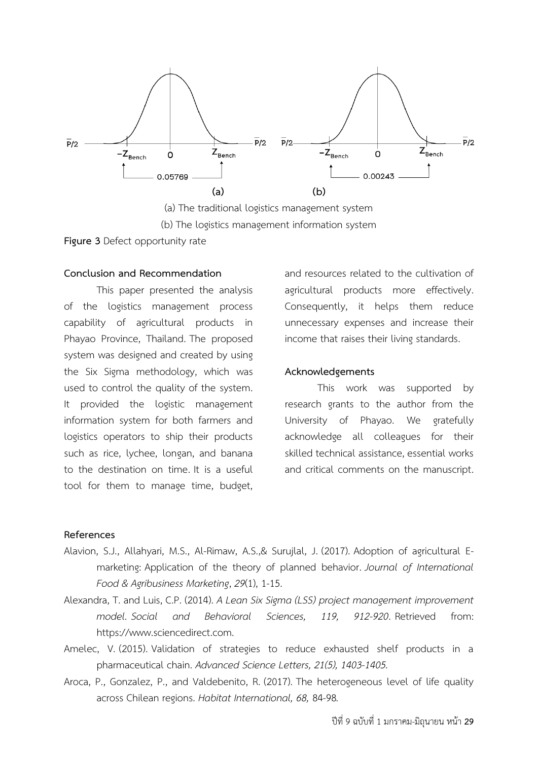(a) The traditional logistics management system

(b) The logistics management information system

**Figure 3** Defect opportunity rate

## Conclusion and Recommendation

This paper presented the analysis of the logistics management process capability of agricultural products in Phayao Province, Thailand. The proposed system was designed and created by using the Six Sigma methodology, which was used to control the quality of the system. It provided the logistic management information system for both farmers and logistics operators to ship their products such as rice, lychee, longan, and banana to the destination on time. It is a useful tool for them to manage time, budget, and resources related to the cultivation of agricultural products more effectively. Consequently, it helps them reduce unnecessary expenses and increase their income that raises their living standards.

## Acknowledgements

This work was supported by research grants to the author from the University of Phayao. We gratefully acknowledge all colleagues for their skilled technical assistance, essential works and critical comments on the manuscript.

## References

Alavion, S.J., Allahyari, M.S., Al-Rimaw, A.S.,& Surujlal, J. (2017). Adoption of agricultural E-marketing: Application of the theory of planned behavior. *Journal of International Food & Agribusiness Marketing*, *29*(1), 1-15.

Alexandra, T. and Luis, C.P. (2014). *A Lean Six Sigma (LSS) project management improvement model. Social and Behavioral Sciences, 119, 912-920*. Retrieved from: https://www.sciencedirect.com.

Amelec, V. (2015). Validation of strategies to reduce exhausted shelf products in a pharmaceutical chain. *Advanced Science Letters, 21(5), 1403-1405.*

Aroca, P., Gonzalez, P., and Valdebenito, R. (2017). The heterogeneous level of life quality across Chilean regions. *Habitat International, 68,* 84-98.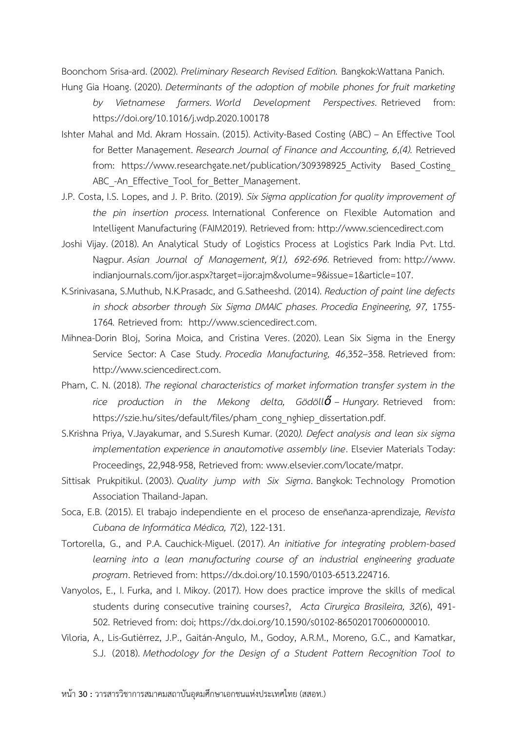Boonchom Srisa-ard. (2002). *Preliminary Research Revised Edition.* Bangkok:Wattana Panich.

Hung Gia Hoang. (2020). *Determinants of the adoption of mobile phones for fruit marketing by Vietnamese farmers. World Development Perspectives.* Retrieved from: https://doi.org/10.1016/j.wdp.2020.100178

Ishter Mahal and Md. Akram Hossain. (2015). Activity-Based Costing (ABC) – An Effective Tool for Better Management. *Research Journal of Finance and Accounting, 6,(4).* Retrieved from: https://www.researchgate.net/publication/309398925_Activity Based_Costing_ABC_-An_Effective_Tool_for_Better_Management.

J.P. Costa, I.S. Lopes, and J. P. Brito. (2019). *Six Sigma application for quality improvement of the pin insertion process.* International Conference on Flexible Automation and Intelligent Manufacturing (FAIM2019). Retrieved from: http://www.sciencedirect.com

Joshi Vijay. (2018). An Analytical Study of Logistics Process at Logistics Park India Pvt. Ltd. Nagpur. *Asian Journal of Management, 9(1), 692-696.* Retrieved from: http://www.indianjournals.com/ijor.aspx?target=ijor:ajm&volume=9&issue=1&article=107.

K.Srinivasana, S.Muthub, N.K.Prasadc, and G.Satheeshd. (2014). *Reduction of paint line defects in shock absorber through Six Sigma DMAIC phases. Procedia Engineering, 97,* 1755-1764. Retrieved from: http://www.sciencedirect.com.

Mihnea-Dorin Bloj, Sorina Moica, and Cristina Veres. (2020). Lean Six Sigma in the Energy Service Sector: A Case Study. *Procedia Manufacturing, 46*,352–358. Retrieved from: http://www.sciencedirect.com.

Pham, C. N. (2018). *The regional characteristics of market information transfer system in the rice production in the Mekong delta, Gödöllő – Hungary.* Retrieved from: https://szie.hu/sites/default/files/pham_cong_nghiep_dissertation.pdf.

S.Krishna Priya, V.Jayakumar, and S.Suresh Kumar. (2020*). Defect analysis and lean six sigma implementation experience in anautomotive assembly line*. Elsevier Materials Today: Proceedings, 22,948-958, Retrieved from: www.elsevier.com/locate/matpr.

Sittisak Prukpitikul. (2003). *Quality jump with Six Sigma*. Bangkok: Technology Promotion Association Thailand-Japan.

Soca, E.B. (2015). El trabajo independiente en el proceso de enseñanza-aprendizaje*, Revista Cubana de Informática Médica, 7*(2), 122-131.

Tortorella, G., and P.A. Cauchick-Miguel. (2017). *An initiative for integrating problem-based learning into a lean manufacturing course of an industrial engineering graduate program*. Retrieved from: https://dx.doi.org/10.1590/0103-6513.224716.

Vanyolos, E., I. Furka, and I. Mikoy. (2017). How does practice improve the skills of medical students during consecutive training courses?, *Acta Cirurgica Brasileira, 32*(6), 491-502. Retrieved from: doi; https://dx.doi.org/10.1590/s0102-865020170060000010.

Viloria, A., Lis-Gutiérrez, J.P., Gaitán-Angulo, M., Godoy, A.R.M., Moreno, G.C., and Kamatkar, S.J. (2018). *Methodology for the Design of a Student Pattern Recognition Tool to*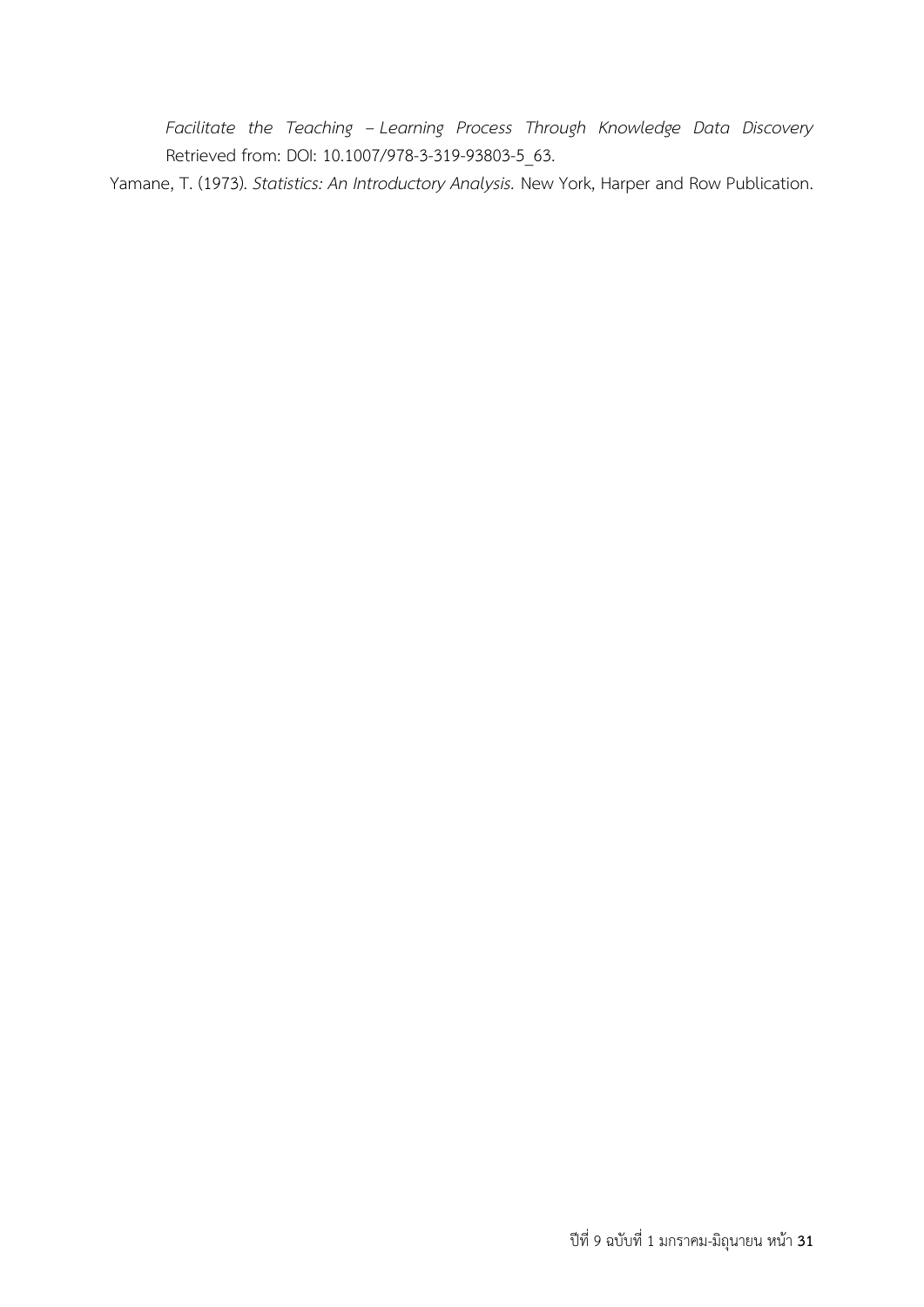*Facilitate the Teaching – Learning Process Through Knowledge Data Discovery* Retrieved from: DOI: 10.1007/978-3-319-93803-5_63.

Yamane, T. (1973). *Statistics: An Introductory Analysis.* New York, Harper and Row Publication.